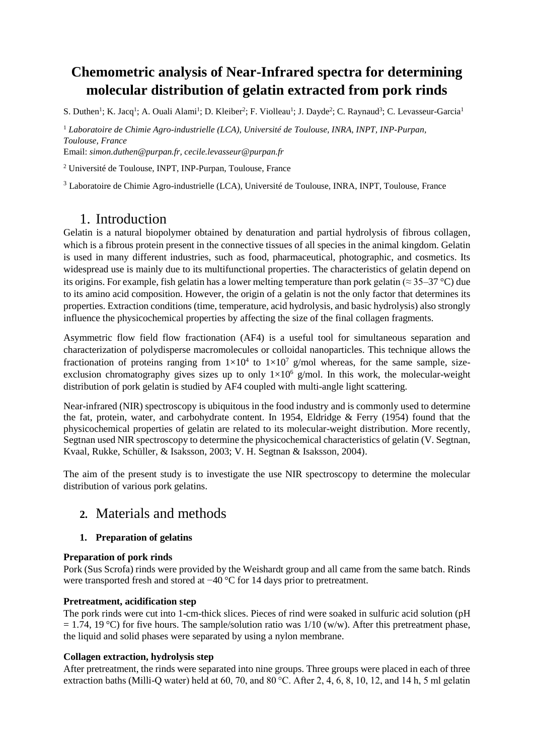# Chemometric analysis of Near-Infrared spectra for determining molecular distribution of gelatin extracted from pork rinds

S. Duthen[1]; K. Jacq[1]; A. Ouali Alami[1]; D. Kleiber[2]; F. Violleau[1]; J. Dayde[2]; C. Raynaud[3]; C. Levasseur-Garcia[1]

[1] *Laboratoire de Chimie Agro-industrielle (LCA), Université de Toulouse, INRA, INPT, INP-Purpan, Toulouse, France*
Email: *simon.duthen@purpan.fr, cecile.levasseur@purpan.fr*

[2] Université de Toulouse, INPT, INP-Purpan, Toulouse, France

[3] Laboratoire de Chimie Agro-industrielle (LCA), Université de Toulouse, INRA, INPT, Toulouse, France

## 1. Introduction

Gelatin is a natural biopolymer obtained by denaturation and partial hydrolysis of fibrous collagen, which is a fibrous protein present in the connective tissues of all species in the animal kingdom. Gelatin is used in many different industries, such as food, pharmaceutical, photographic, and cosmetics. Its widespread use is mainly due to its multifunctional properties. The characteristics of gelatin depend on its origins. For example, fish gelatin has a lower melting temperature than pork gelatin (≈ 35–37 °C) due to its amino acid composition. However, the origin of a gelatin is not the only factor that determines its properties. Extraction conditions (time, temperature, acid hydrolysis, and basic hydrolysis) also strongly influence the physicochemical properties by affecting the size of the final collagen fragments.

Asymmetric flow field flow fractionation (AF4) is a useful tool for simultaneous separation and characterization of polydisperse macromolecules or colloidal nanoparticles. This technique allows the fractionation of proteins ranging from $1\times10^4$ to $1\times10^7$ g/mol whereas, for the same sample, size-exclusion chromatography gives sizes up to only $1\times10^6$ g/mol. In this work, the molecular-weight distribution of pork gelatin is studied by AF4 coupled with multi-angle light scattering.

Near-infrared (NIR) spectroscopy is ubiquitous in the food industry and is commonly used to determine the fat, protein, water, and carbohydrate content. In 1954, Eldridge & Ferry (1954) found that the physicochemical properties of gelatin are related to its molecular-weight distribution. More recently, Segtnan used NIR spectroscopy to determine the physicochemical characteristics of gelatin (V. Segtnan, Kvaal, Rukke, Schüller, & Isaksson, 2003; V. H. Segtnan & Isaksson, 2004).

The aim of the present study is to investigate the use NIR spectroscopy to determine the molecular distribution of various pork gelatins.

## 2. Materials and methods

### 1. Preparation of gelatins

**Preparation of pork rinds**

Pork (Sus Scrofa) rinds were provided by the Weishardt group and all came from the same batch. Rinds were transported fresh and stored at −40 °C for 14 days prior to pretreatment.

**Pretreatment, acidification step**

The pork rinds were cut into 1-cm-thick slices. Pieces of rind were soaked in sulfuric acid solution (pH = 1.74, 19 °C) for five hours. The sample/solution ratio was 1/10 (w/w). After this pretreatment phase, the liquid and solid phases were separated by using a nylon membrane.

**Collagen extraction, hydrolysis step**

After pretreatment, the rinds were separated into nine groups. Three groups were placed in each of three extraction baths (Milli-Q water) held at 60, 70, and 80 °C. After 2, 4, 6, 8, 10, 12, and 14 h, 5 ml gelatin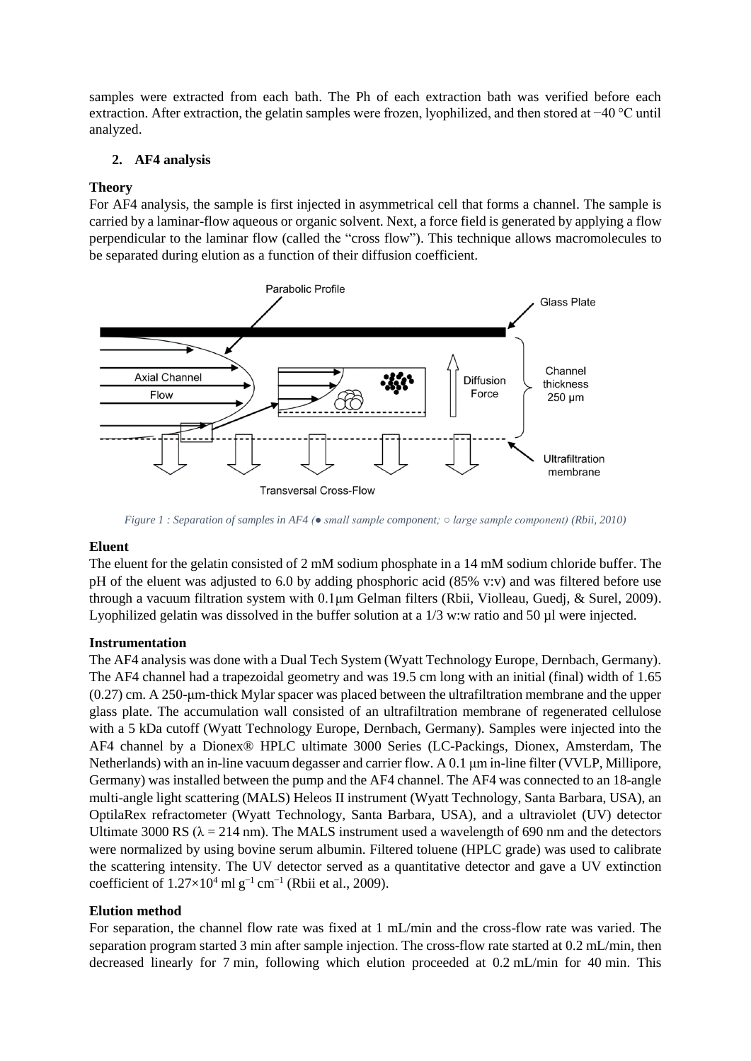samples were extracted from each bath. The Ph of each extraction bath was verified before each extraction. After extraction, the gelatin samples were frozen, lyophilized, and then stored at −40 °C until analyzed.

## 2. AF4 analysis

### Theory

For AF4 analysis, the sample is first injected in asymmetrical cell that forms a channel. The sample is carried by a laminar-flow aqueous or organic solvent. Next, a force field is generated by applying a flow perpendicular to the laminar flow (called the "cross flow"). This technique allows macromolecules to be separated during elution as a function of their diffusion coefficient.

Parabolic Profile

Glass Plate

Axial Channel Flow

Diffusion Force

Channel thickness 250 µm

Ultrafiltration membrane

Transversal Cross-Flow

*Figure 1 : Separation of samples in AF4 (● small sample component; ○ large sample component) (Rbii, 2010)*

### Eluent

The eluent for the gelatin consisted of 2 mM sodium phosphate in a 14 mM sodium chloride buffer. The pH of the eluent was adjusted to 6.0 by adding phosphoric acid (85% v:v) and was filtered before use through a vacuum filtration system with 0.1µm Gelman filters (Rbii, Violleau, Guedj, & Surel, 2009). Lyophilized gelatin was dissolved in the buffer solution at a 1/3 w:w ratio and 50 µl were injected.

### Instrumentation

The AF4 analysis was done with a Dual Tech System (Wyatt Technology Europe, Dernbach, Germany). The AF4 channel had a trapezoidal geometry and was 19.5 cm long with an initial (final) width of 1.65 (0.27) cm. A 250-µm-thick Mylar spacer was placed between the ultrafiltration membrane and the upper glass plate. The accumulation wall consisted of an ultrafiltration membrane of regenerated cellulose with a 5 kDa cutoff (Wyatt Technology Europe, Dernbach, Germany). Samples were injected into the AF4 channel by a Dionex® HPLC ultimate 3000 Series (LC-Packings, Dionex, Amsterdam, The Netherlands) with an in-line vacuum degasser and carrier flow. A 0.1 µm in-line filter (VVLP, Millipore, Germany) was installed between the pump and the AF4 channel. The AF4 was connected to an 18-angle multi-angle light scattering (MALS) Heleos II instrument (Wyatt Technology, Santa Barbara, USA), an OptilaRex refractometer (Wyatt Technology, Santa Barbara, USA), and a ultraviolet (UV) detector Ultimate 3000 RS ($\lambda = 214$ nm). The MALS instrument used a wavelength of 690 nm and the detectors were normalized by using bovine serum albumin. Filtered toluene (HPLC grade) was used to calibrate the scattering intensity. The UV detector served as a quantitative detector and gave a UV extinction coefficient of $1.27 \times 10^{4}$ ml g$^{-1}$ cm$^{-1}$ (Rbii et al., 2009).

### Elution method

For separation, the channel flow rate was fixed at 1 mL/min and the cross-flow rate was varied. The separation program started 3 min after sample injection. The cross-flow rate started at 0.2 mL/min, then decreased linearly for 7 min, following which elution proceeded at 0.2 mL/min for 40 min. This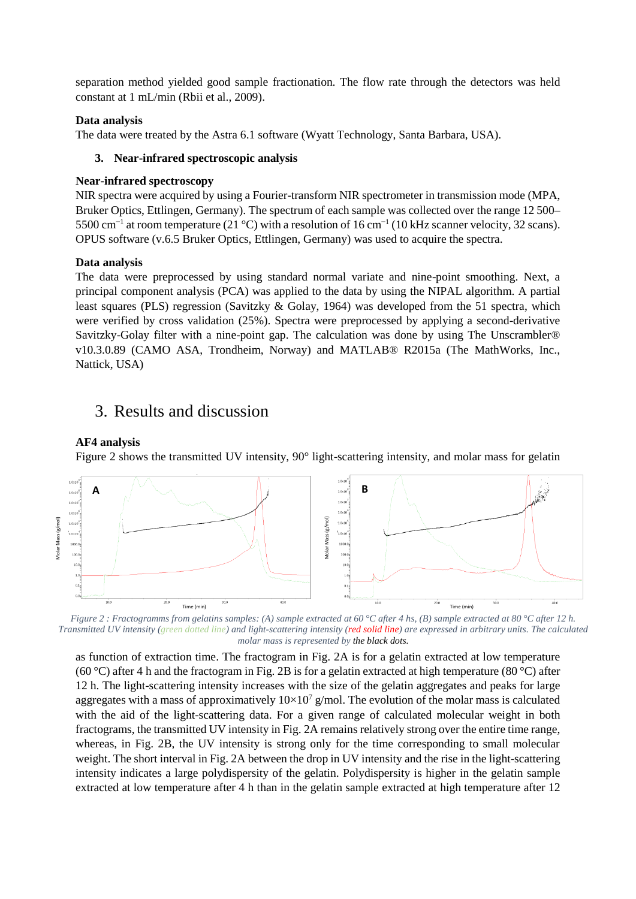separation method yielded good sample fractionation. The flow rate through the detectors was held constant at 1 mL/min (Rbii et al., 2009).

**Data analysis**

The data were treated by the Astra 6.1 software (Wyatt Technology, Santa Barbara, USA).

### 3. Near-infrared spectroscopic analysis

**Near-infrared spectroscopy**

NIR spectra were acquired by using a Fourier-transform NIR spectrometer in transmission mode (MPA, Bruker Optics, Ettlingen, Germany). The spectrum of each sample was collected over the range 12 500–5500 $cm^{-1}$ at room temperature (21 °C) with a resolution of 16 $cm^{-1}$ (10 kHz scanner velocity, 32 scans). OPUS software (v.6.5 Bruker Optics, Ettlingen, Germany) was used to acquire the spectra.

**Data analysis**

The data were preprocessed by using standard normal variate and nine-point smoothing. Next, a principal component analysis (PCA) was applied to the data by using the NIPAL algorithm. A partial least squares (PLS) regression (Savitzky & Golay, 1964) was developed from the 51 spectra, which were verified by cross validation (25%). Spectra were preprocessed by applying a second-derivative Savitzky-Golay filter with a nine-point gap. The calculation was done by using The Unscrambler® v10.3.0.89 (CAMO ASA, Trondheim, Norway) and MATLAB® R2015a (The MathWorks, Inc., Nattick, USA)

## 3. Results and discussion

**AF4 analysis**

Figure 2 shows the transmitted UV intensity, 90° light-scattering intensity, and molar mass for gelatin

A

B

Molar Mass (g/mol)

Time (min)

*Figure 2 : Fractogramms from gelatins samples: (A) sample extracted at 60 °C after 4 hs, (B) sample extracted at 80 °C after 12 h. Transmitted UV intensity (green dotted line) and light-scattering intensity (red solid line) are expressed in arbitrary units. The calculated molar mass is represented by the black dots.*

as function of extraction time. The fractogram in Fig. 2A is for a gelatin extracted at low temperature (60 °C) after 4 h and the fractogram in Fig. 2B is for a gelatin extracted at high temperature (80 °C) after 12 h. The light-scattering intensity increases with the size of the gelatin aggregates and peaks for large aggregates with a mass of approximatively $10{\times}10^7$ g/mol. The evolution of the molar mass is calculated with the aid of the light-scattering data. For a given range of calculated molecular weight in both fractograms, the transmitted UV intensity in Fig. 2A remains relatively strong over the entire time range, whereas, in Fig. 2B, the UV intensity is strong only for the time corresponding to small molecular weight. The short interval in Fig. 2A between the drop in UV intensity and the rise in the light-scattering intensity indicates a large polydispersity of the gelatin. Polydispersity is higher in the gelatin sample extracted at low temperature after 4 h than in the gelatin sample extracted at high temperature after 12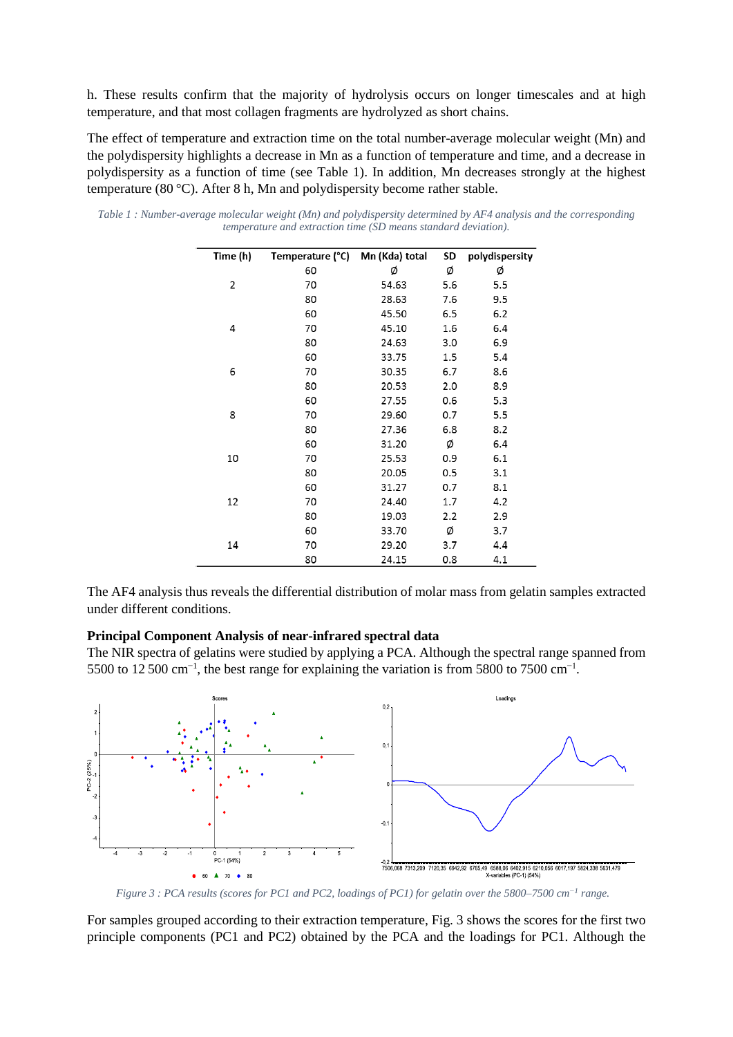h. These results confirm that the majority of hydrolysis occurs on longer timescales and at high temperature, and that most collagen fragments are hydrolyzed as short chains.

The effect of temperature and extraction time on the total number-average molecular weight (Mn) and the polydispersity highlights a decrease in Mn as a function of temperature and time, and a decrease in polydispersity as a function of time (see Table 1). In addition, Mn decreases strongly at the highest temperature (80 °C). After 8 h, Mn and polydispersity become rather stable.

*Table 1 : Number-average molecular weight (Mn) and polydispersity determined by AF4 analysis and the corresponding temperature and extraction time (SD means standard deviation).*

| Time (h) | Temperature (°C) | Mn (Kda) total | SD | polydispersity |
|---|---|---|---|---|
| | 60 | Ø | Ø | Ø |
| 2 | 70 | 54.63 | 5.6 | 5.5 |
| | 80 | 28.63 | 7.6 | 9.5 |
| | 60 | 45.50 | 6.5 | 6.2 |
| 4 | 70 | 45.10 | 1.6 | 6.4 |
| | 80 | 24.63 | 3.0 | 6.9 |
| | 60 | 33.75 | 1.5 | 5.4 |
| 6 | 70 | 30.35 | 6.7 | 8.6 |
| | 80 | 20.53 | 2.0 | 8.9 |
| | 60 | 27.55 | 0.6 | 5.3 |
| 8 | 70 | 29.60 | 0.7 | 5.5 |
| | 80 | 27.36 | 6.8 | 8.2 |
| | 60 | 31.20 | Ø | 6.4 |
| 10 | 70 | 25.53 | 0.9 | 6.1 |
| | 80 | 20.05 | 0.5 | 3.1 |
| | 60 | 31.27 | 0.7 | 8.1 |
| 12 | 70 | 24.40 | 1.7 | 4.2 |
| | 80 | 19.03 | 2.2 | 2.9 |
| | 60 | 33.70 | Ø | 3.7 |
| 14 | 70 | 29.20 | 3.7 | 4.4 |
| | 80 | 24.15 | 0.8 | 4.1 |

The AF4 analysis thus reveals the differential distribution of molar mass from gelatin samples extracted under different conditions.

**Principal Component Analysis of near-infrared spectral data**

The NIR spectra of gelatins were studied by applying a PCA. Although the spectral range spanned from 5500 to 12 500 cm$^{-1}$, the best range for explaining the variation is from 5800 to 7500 cm$^{-1}$.

Scores

PC-2 (25%)

PC-1 (54%)

60 70 80

Loadings

X-variables (PC-1) (54%)

*Figure 3 : PCA results (scores for PC1 and PC2, loadings of PC1) for gelatin over the 5800–7500 cm$^{-1}$ range.*

For samples grouped according to their extraction temperature, Fig. 3 shows the scores for the first two principle components (PC1 and PC2) obtained by the PCA and the loadings for PC1. Although the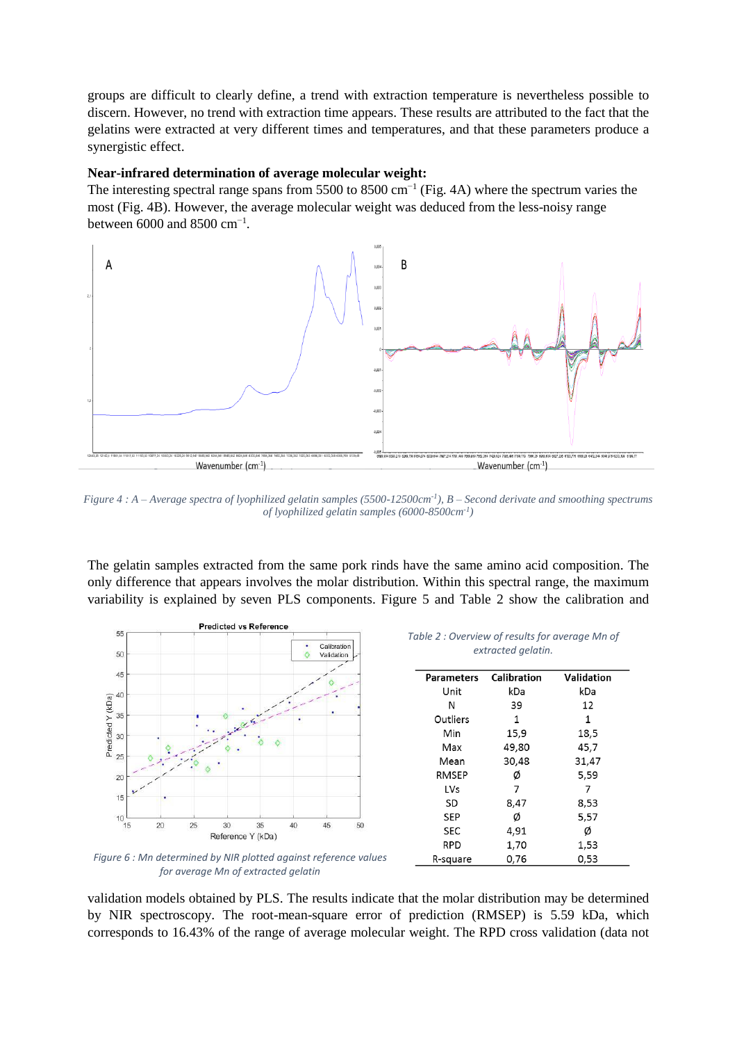groups are difficult to clearly define, a trend with extraction temperature is nevertheless possible to discern. However, no trend with extraction time appears. These results are attributed to the fact that the gelatins were extracted at very different times and temperatures, and that these parameters produce a synergistic effect.

**Near-infrared determination of average molecular weight:**

The interesting spectral range spans from 5500 to 8500 $cm^{-1}$ (Fig. 4A) where the spectrum varies the most (Fig. 4B). However, the average molecular weight was deduced from the less-noisy range between 6000 and 8500 $cm^{-1}$.

A

B

Wavenumber ($cm^{-1}$)

Wavenumber ($cm^{-1}$)

*Figure 4 : A – Average spectra of lyophilized gelatin samples (5500-12500$cm^{-1}$), B – Second derivate and smoothing spectrums of lyophilized gelatin samples (6000-8500$cm^{-1}$)*

The gelatin samples extracted from the same pork rinds have the same amino acid composition. The only difference that appears involves the molar distribution. Within this spectral range, the maximum variability is explained by seven PLS components. Figure 5 and Table 2 show the calibration and validation models obtained by PLS. The results indicate that the molar distribution may be determined by NIR spectroscopy. The root-mean-square error of prediction (RMSEP) is 5.59 kDa, which corresponds to 16.43% of the range of average molecular weight. The RPD cross validation (data not

Predicted vs Reference

Calibration

Validation

Predicted Y (kDa)

Reference Y (kDa)

*Figure 6 : Mn determined by NIR plotted against reference values for average Mn of extracted gelatin*

*Table 2 : Overview of results for average Mn of extracted gelatin.*

| Parameters | Calibration | Validation |
|---|---|---|
| Unit | kDa | kDa |
| N | 39 | 12 |
| Outliers | 1 | 1 |
| Min | 15,9 | 18,5 |
| Max | 49,80 | 45,7 |
| Mean | 30,48 | 31,47 |
| RMSEP | Ø | 5,59 |
| LVs | 7 | 7 |
| SD | 8,47 | 8,53 |
| SEP | Ø | 5,57 |
| SEC | 4,91 | Ø |
| RPD | 1,70 | 1,53 |
| R-square | 0,76 | 0,53 |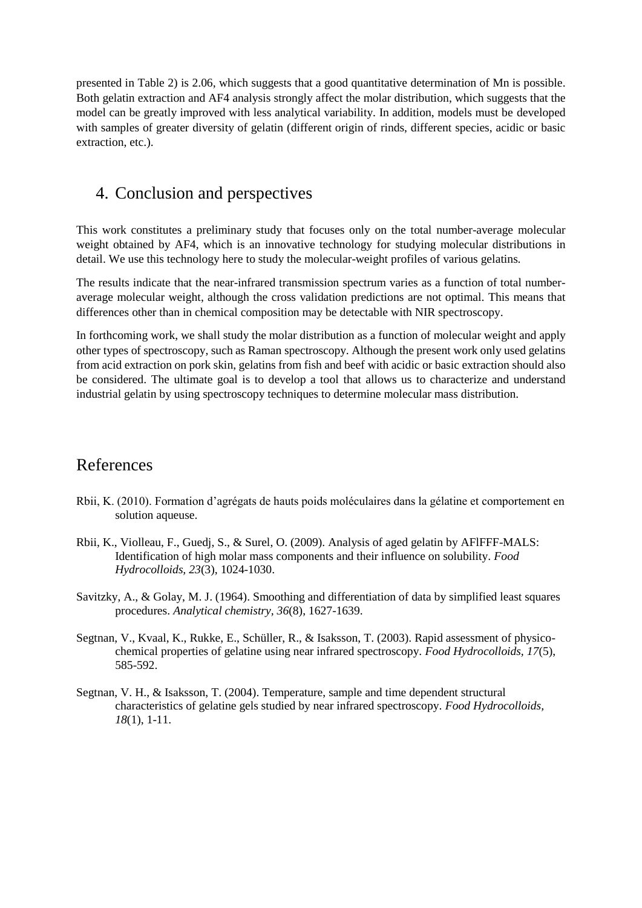presented in Table 2) is 2.06, which suggests that a good quantitative determination of Mn is possible. Both gelatin extraction and AF4 analysis strongly affect the molar distribution, which suggests that the model can be greatly improved with less analytical variability. In addition, models must be developed with samples of greater diversity of gelatin (different origin of rinds, different species, acidic or basic extraction, etc.).

## 4. Conclusion and perspectives

This work constitutes a preliminary study that focuses only on the total number-average molecular weight obtained by AF4, which is an innovative technology for studying molecular distributions in detail. We use this technology here to study the molecular-weight profiles of various gelatins.

The results indicate that the near-infrared transmission spectrum varies as a function of total number-average molecular weight, although the cross validation predictions are not optimal. This means that differences other than in chemical composition may be detectable with NIR spectroscopy.

In forthcoming work, we shall study the molar distribution as a function of molecular weight and apply other types of spectroscopy, such as Raman spectroscopy. Although the present work only used gelatins from acid extraction on pork skin, gelatins from fish and beef with acidic or basic extraction should also be considered. The ultimate goal is to develop a tool that allows us to characterize and understand industrial gelatin by using spectroscopy techniques to determine molecular mass distribution.

## References

Rbii, K. (2010). Formation d'agrégats de hauts poids moléculaires dans la gélatine et comportement en solution aqueuse.

Rbii, K., Violleau, F., Guedj, S., & Surel, O. (2009). Analysis of aged gelatin by AFlFFF-MALS: Identification of high molar mass components and their influence on solubility. *Food Hydrocolloids, 23*(3), 1024-1030.

Savitzky, A., & Golay, M. J. (1964). Smoothing and differentiation of data by simplified least squares procedures. *Analytical chemistry, 36*(8), 1627-1639.

Segtnan, V., Kvaal, K., Rukke, E., Schüller, R., & Isaksson, T. (2003). Rapid assessment of physico-chemical properties of gelatine using near infrared spectroscopy. *Food Hydrocolloids, 17*(5), 585-592.

Segtnan, V. H., & Isaksson, T. (2004). Temperature, sample and time dependent structural characteristics of gelatine gels studied by near infrared spectroscopy. *Food Hydrocolloids, 18*(1), 1-11.